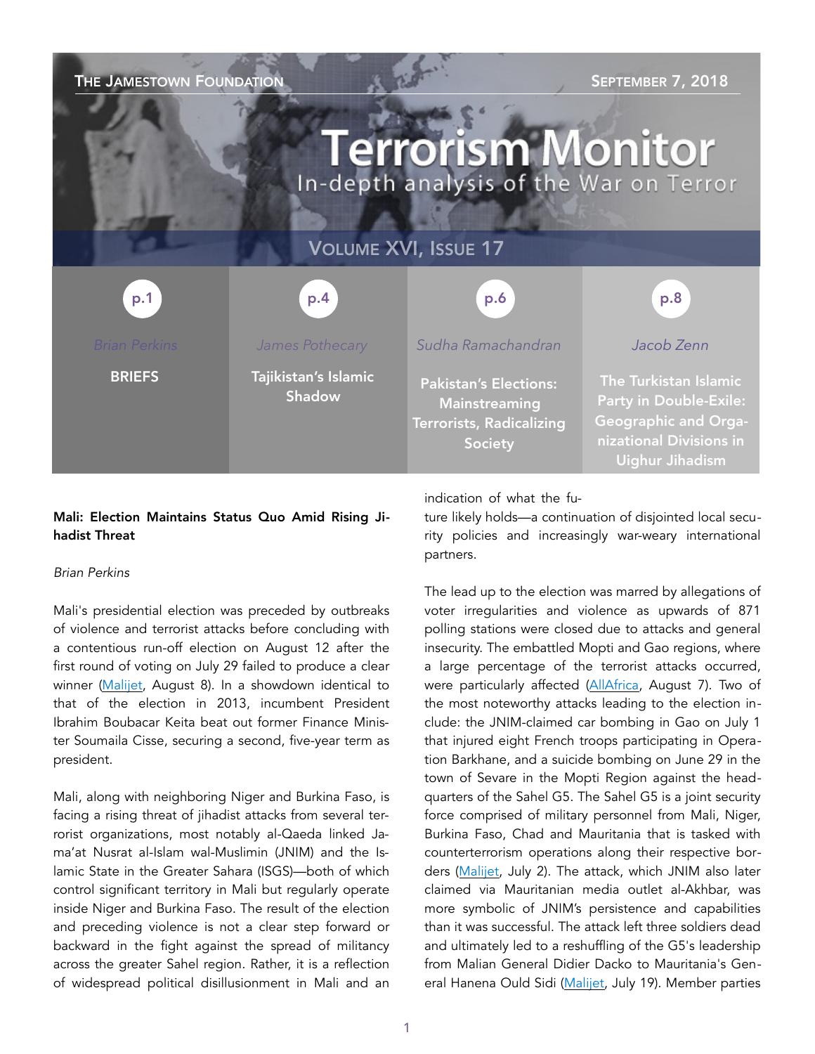THE JAMESTOWN FOUNDATION SEPTEMBER 7, 2018

# Terrorism Monitor

In-depth analysis of the War on Terror

VOLUME XVI, ISSUE 17

| p.1 | p.4 | p.6 | p.8 |
|---|---|---|---|
| Brian Perkins | James Pothecary | Sudha Ramachandran | Jacob Zenn |
| BRIEFS | Tajikistan's Islamic Shadow | Pakistan's Elections: Mainstreaming Terrorists, Radicalizing Society | The Turkistan Islamic Party in Double-Exile: Geographic and Organizational Divisions in Uighur Jihadism |

## Mali: Election Maintains Status Quo Amid Rising Jihadist Threat

*Brian Perkins*

Mali's presidential election was preceded by outbreaks of violence and terrorist attacks before concluding with a contentious run-off election on August 12 after the first round of voting on July 29 failed to produce a clear winner (Malijet, August 8). In a showdown identical to that of the election in 2013, incumbent President Ibrahim Boubacar Keita beat out former Finance Minister Soumaila Cisse, securing a second, five-year term as president.

Mali, along with neighboring Niger and Burkina Faso, is facing a rising threat of jihadist attacks from several terrorist organizations, most notably al-Qaeda linked Jama'at Nusrat al-Islam wal-Muslimin (JNIM) and the Islamic State in the Greater Sahara (ISGS)—both of which control significant territory in Mali but regularly operate inside Niger and Burkina Faso. The result of the election and preceding violence is not a clear step forward or backward in the fight against the spread of militancy across the greater Sahel region. Rather, it is a reflection of widespread political disillusionment in Mali and an indication of what the future likely holds—a continuation of disjointed local security policies and increasingly war-weary international partners.

The lead up to the election was marred by allegations of voter irregularities and violence as upwards of 871 polling stations were closed due to attacks and general insecurity. The embattled Mopti and Gao regions, where a large percentage of the terrorist attacks occurred, were particularly affected (AllAfrica, August 7). Two of the most noteworthy attacks leading to the election include: the JNIM-claimed car bombing in Gao on July 1 that injured eight French troops participating in Operation Barkhane, and a suicide bombing on June 29 in the town of Severe in the Mopti Region against the headquarters of the Sahel G5. The Sahel G5 is a joint security force comprised of military personnel from Mali, Niger, Burkina Faso, Chad and Mauritania that is tasked with counterterrorism operations along their respective borders (Malijet, July 2). The attack, which JNIM also later claimed via Mauritanian media outlet al-Akhbar, was more symbolic of JNIM's persistence and capabilities than it was successful. The attack left three soldiers dead and ultimately led to a reshuffling of the G5's leadership from Malian General Didier Dacko to Mauritania's General Hanena Ould Sidi (Malijet, July 19). Member parties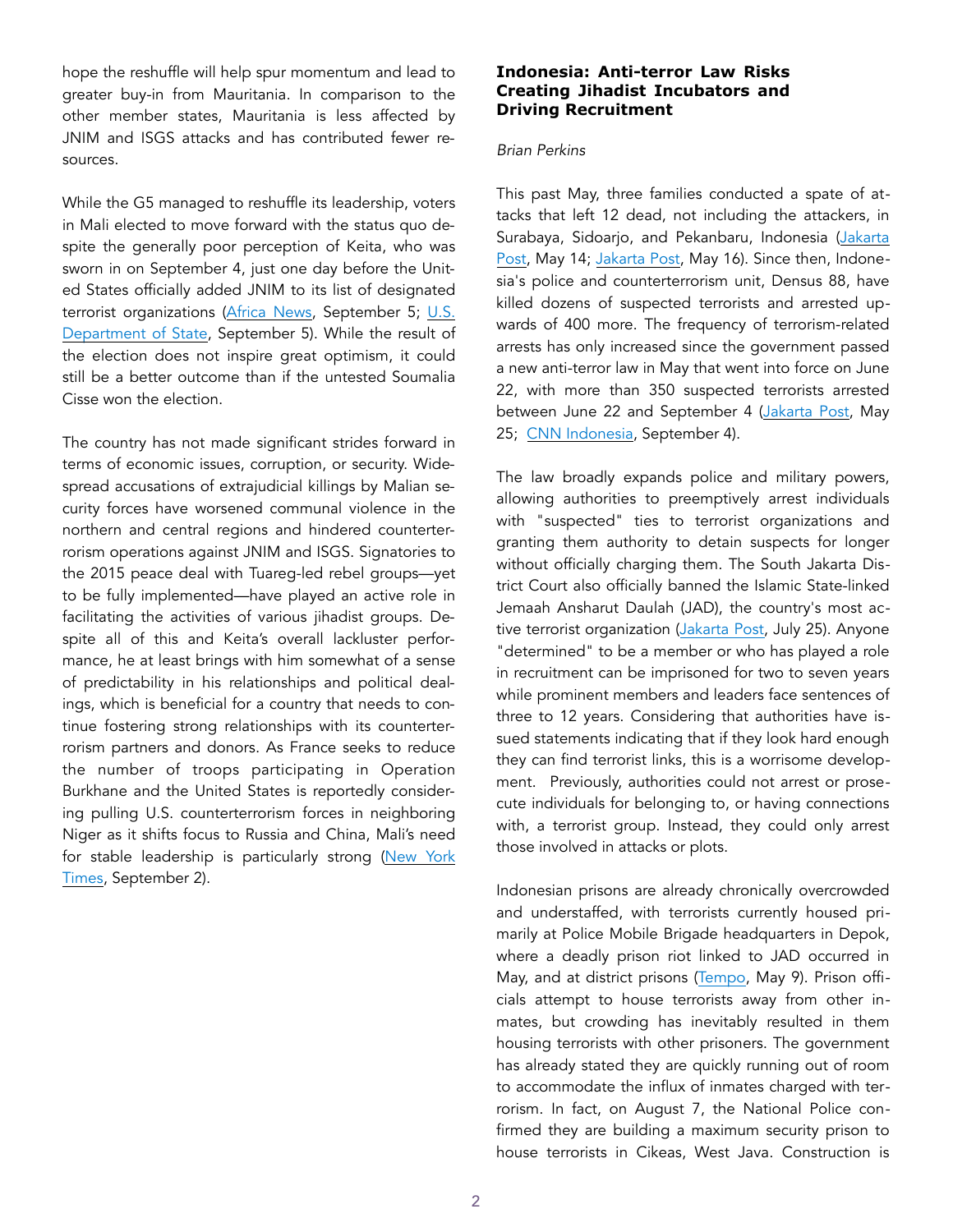hope the reshuffle will help spur momentum and lead to greater buy-in from Mauritania. In comparison to the other member states, Mauritania is less affected by JNIM and ISGS attacks and has contributed fewer resources.

While the G5 managed to reshuffle its leadership, voters in Mali elected to move forward with the status quo despite the generally poor perception of Keita, who was sworn in on September 4, just one day before the United States officially added JNIM to its list of designated terrorist organizations (Africa News, September 5; U.S. Department of State, September 5). While the result of the election does not inspire great optimism, it could still be a better outcome than if the untested Soumalia Cisse won the election.

The country has not made significant strides forward in terms of economic issues, corruption, or security. Widespread accusations of extrajudicial killings by Malian security forces have worsened communal violence in the northern and central regions and hindered counterterrorism operations against JNIM and ISGS. Signatories to the 2015 peace deal with Tuareg-led rebel groups—yet to be fully implemented—have played an active role in facilitating the activities of various jihadist groups. Despite all of this and Keita's overall lackluster performance, he at least brings with him somewhat of a sense of predictability in his relationships and political dealings, which is beneficial for a country that needs to continue fostering strong relationships with its counterterrorism partners and donors. As France seeks to reduce the number of troops participating in Operation Burkhane and the United States is reportedly considering pulling U.S. counterterrorism forces in neighboring Niger as it shifts focus to Russia and China, Mali's need for stable leadership is particularly strong (New York Times, September 2).

## Indonesia: Anti-terror Law Risks Creating Jihadist Incubators and Driving Recruitment

*Brian Perkins*

This past May, three families conducted a spate of attacks that left 12 dead, not including the attackers, in Surabaya, Sidoarjo, and Pekanbaru, Indonesia (Jakarta Post, May 14; Jakarta Post, May 16). Since then, Indonesia's police and counterterrorism unit, Densus 88, have killed dozens of suspected terrorists and arrested upwards of 400 more. The frequency of terrorism-related arrests has only increased since the government passed a new anti-terror law in May that went into force on June 22, with more than 350 suspected terrorists arrested between June 22 and September 4 (Jakarta Post, May 25; CNN Indonesia, September 4).

The law broadly expands police and military powers, allowing authorities to preemptively arrest individuals with "suspected" ties to terrorist organizations and granting them authority to detain suspects for longer without officially charging them. The South Jakarta District Court also officially banned the Islamic State-linked Jemaah Ansharut Daulah (JAD), the country's most active terrorist organization (Jakarta Post, July 25). Anyone "determined" to be a member or who has played a role in recruitment can be imprisoned for two to seven years while prominent members and leaders face sentences of three to 12 years. Considering that authorities have issued statements indicating that if they look hard enough they can find terrorist links, this is a worrisome development. Previously, authorities could not arrest or prosecute individuals for belonging to, or having connections with, a terrorist group. Instead, they could only arrest those involved in attacks or plots.

Indonesian prisons are already chronically overcrowded and understaffed, with terrorists currently housed primarily at Police Mobile Brigade headquarters in Depok, where a deadly prison riot linked to JAD occurred in May, and at district prisons (Tempo, May 9). Prison officials attempt to house terrorists away from other inmates, but crowding has inevitably resulted in them housing terrorists with other prisoners. The government has already stated they are quickly running out of room to accommodate the influx of inmates charged with terrorism. In fact, on August 7, the National Police confirmed they are building a maximum security prison to house terrorists in Cikeas, West Java. Construction is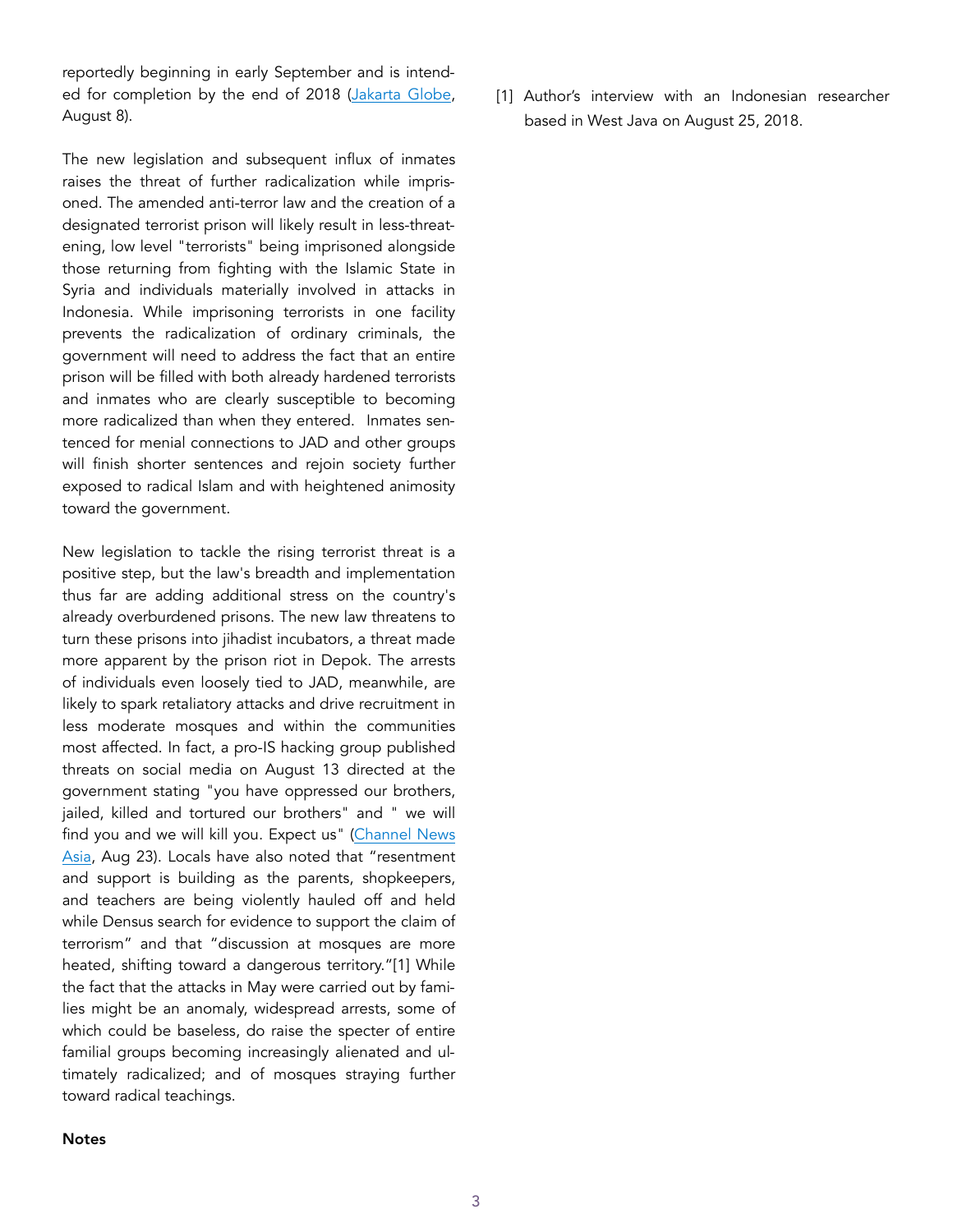reportedly beginning in early September and is intended for completion by the end of 2018 (Jakarta Globe, August 8).

The new legislation and subsequent influx of inmates raises the threat of further radicalization while imprisoned. The amended anti-terror law and the creation of a designated terrorist prison will likely result in less-threatening, low level "terrorists" being imprisoned alongside those returning from fighting with the Islamic State in Syria and individuals materially involved in attacks in Indonesia. While imprisoning terrorists in one facility prevents the radicalization of ordinary criminals, the government will need to address the fact that an entire prison will be filled with both already hardened terrorists and inmates who are clearly susceptible to becoming more radicalized than when they entered. Inmates sentenced for menial connections to JAD and other groups will finish shorter sentences and rejoin society further exposed to radical Islam and with heightened animosity toward the government.

New legislation to tackle the rising terrorist threat is a positive step, but the law's breadth and implementation thus far are adding additional stress on the country's already overburdened prisons. The new law threatens to turn these prisons into jihadist incubators, a threat made more apparent by the prison riot in Depok. The arrests of individuals even loosely tied to JAD, meanwhile, are likely to spark retaliatory attacks and drive recruitment in less moderate mosques and within the communities most affected. In fact, a pro-IS hacking group published threats on social media on August 13 directed at the government stating "you have oppressed our brothers, jailed, killed and tortured our brothers" and " we will find you and we will kill you. Expect us" (Channel News Asia, Aug 23). Locals have also noted that "resentment and support is building as the parents, shopkeepers, and teachers are being violently hauled off and held while Densus search for evidence to support the claim of terrorism" and that "discussion at mosques are more heated, shifting toward a dangerous territory."[1] While the fact that the attacks in May were carried out by families might be an anomaly, widespread arrests, some of which could be baseless, do raise the specter of entire familial groups becoming increasingly alienated and ultimately radicalized; and of mosques straying further toward radical teachings.

**Notes**

[1] Author's interview with an Indonesian researcher based in West Java on August 25, 2018.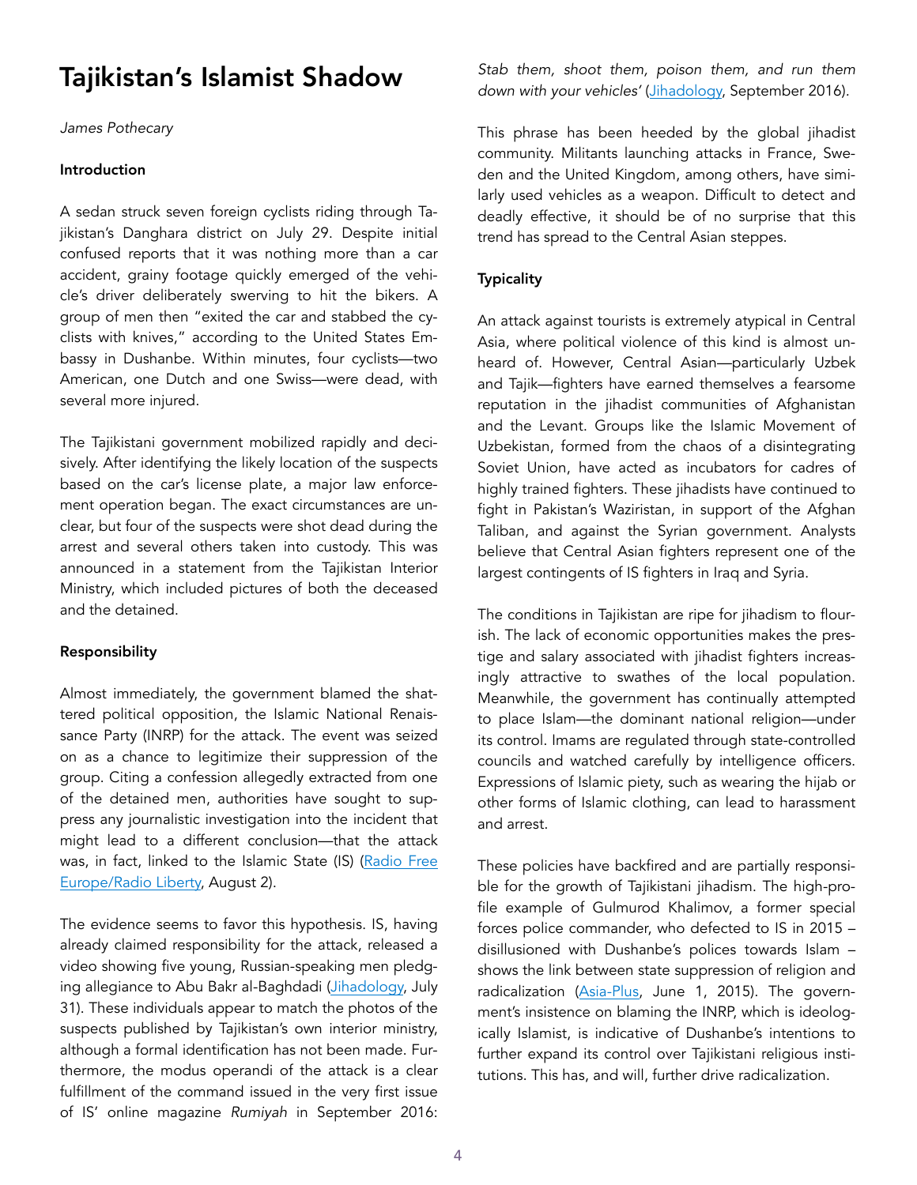# Tajikistan's Islamist Shadow

*James Pothecary*

**Introduction**

A sedan struck seven foreign cyclists riding through Tajikistan's Danghara district on July 29. Despite initial confused reports that it was nothing more than a car accident, grainy footage quickly emerged of the vehicle's driver deliberately swerving to hit the bikers. A group of men then "exited the car and stabbed the cyclists with knives," according to the United States Embassy in Dushanbe. Within minutes, four cyclists—two American, one Dutch and one Swiss—were dead, with several more injured.

The Tajikistani government mobilized rapidly and decisively. After identifying the likely location of the suspects based on the car's license plate, a major law enforcement operation began. The exact circumstances are unclear, but four of the suspects were shot dead during the arrest and several others taken into custody. This was announced in a statement from the Tajikistan Interior Ministry, which included pictures of both the deceased and the detained.

**Responsibility**

Almost immediately, the government blamed the shattered political opposition, the Islamic National Renaissance Party (INRP) for the attack. The event was seized on as a chance to legitimize their suppression of the group. Citing a confession allegedly extracted from one of the detained men, authorities have sought to suppress any journalistic investigation into the incident that might lead to a different conclusion—that the attack was, in fact, linked to the Islamic State (IS) (Radio Free Europe/Radio Liberty, August 2).

The evidence seems to favor this hypothesis. IS, having already claimed responsibility for the attack, released a video showing five young, Russian-speaking men pledging allegiance to Abu Bakr al-Baghdadi (Jihadology, July 31). These individuals appear to match the photos of the suspects published by Tajikistan's own interior ministry, although a formal identification has not been made. Furthermore, the modus operandi of the attack is a clear fulfillment of the command issued in the very first issue of IS' online magazine *Rumiyah* in September 2016: *Stab them, shoot them, poison them, and run them down with your vehicles'* (Jihadology, September 2016).

This phrase has been heeded by the global jihadist community. Militants launching attacks in France, Sweden and the United Kingdom, among others, have similarly used vehicles as a weapon. Difficult to detect and deadly effective, it should be of no surprise that this trend has spread to the Central Asian steppes.

**Typicality**

An attack against tourists is extremely atypical in Central Asia, where political violence of this kind is almost unheard of. However, Central Asian—particularly Uzbek and Tajik—fighters have earned themselves a fearsome reputation in the jihadist communities of Afghanistan and the Levant. Groups like the Islamic Movement of Uzbekistan, formed from the chaos of a disintegrating Soviet Union, have acted as incubators for cadres of highly trained fighters. These jihadists have continued to fight in Pakistan's Waziristan, in support of the Afghan Taliban, and against the Syrian government. Analysts believe that Central Asian fighters represent one of the largest contingents of IS fighters in Iraq and Syria.

The conditions in Tajikistan are ripe for jihadism to flourish. The lack of economic opportunities makes the prestige and salary associated with jihadist fighters increasingly attractive to swathes of the local population. Meanwhile, the government has continually attempted to place Islam—the dominant national religion—under its control. Imams are regulated through state-controlled councils and watched carefully by intelligence officers. Expressions of Islamic piety, such as wearing the hijab or other forms of Islamic clothing, can lead to harassment and arrest.

These policies have backfired and are partially responsible for the growth of Tajikistani jihadism. The high-profile example of Gulmurod Khalimov, a former special forces police commander, who defected to IS in 2015 – disillusioned with Dushanbe's polices towards Islam – shows the link between state suppression of religion and radicalization (Asia-Plus, June 1, 2015). The government's insistence on blaming the INRP, which is ideologically Islamist, is indicative of Dushanbe's intentions to further expand its control over Tajikistani religious institutions. This has, and will, further drive radicalization.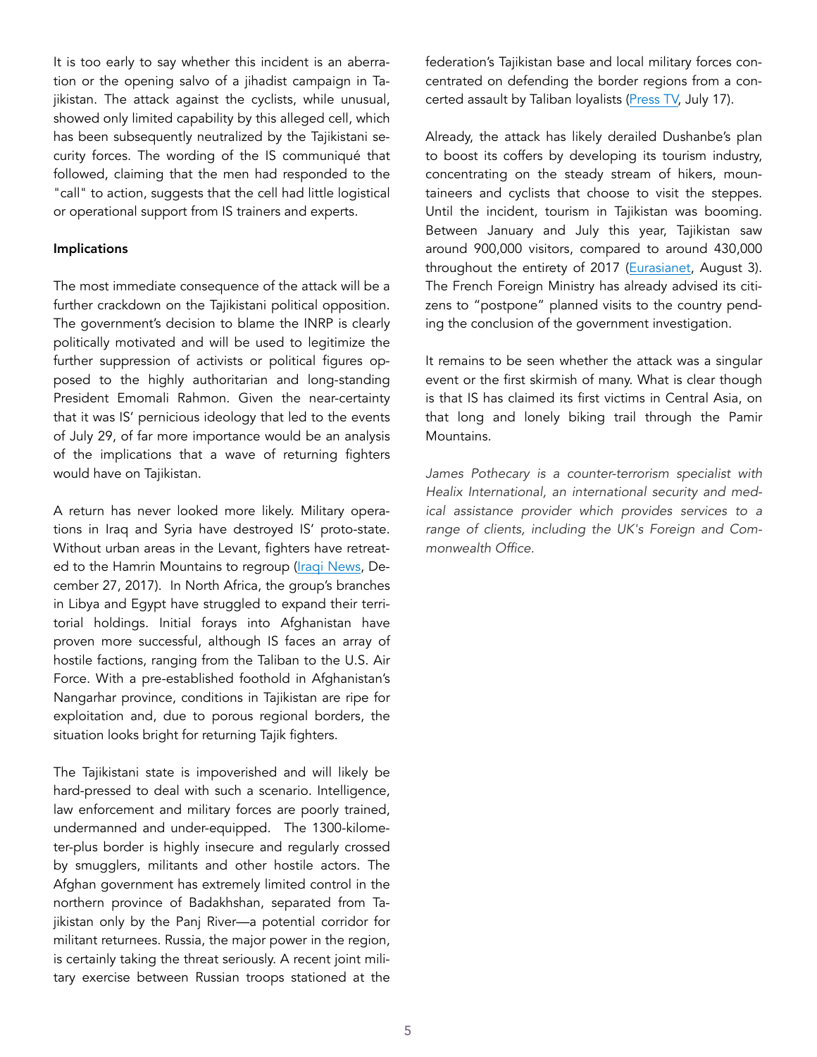It is too early to say whether this incident is an aberration or the opening salvo of a jihadist campaign in Tajikistan. The attack against the cyclists, while unusual, showed only limited capability by this alleged cell, which has been subsequently neutralized by the Tajikistani security forces. The wording of the IS communiqué that followed, claiming that the men had responded to the "call" to action, suggests that the cell had little logistical or operational support from IS trainers and experts.

**Implications**

The most immediate consequence of the attack will be a further crackdown on the Tajikistani political opposition. The government's decision to blame the INRP is clearly politically motivated and will be used to legitimize the further suppression of activists or political figures opposed to the highly authoritarian and long-standing President Emomali Rahmon. Given the near-certainty that it was IS' pernicious ideology that led to the events of July 29, of far more importance would be an analysis of the implications that a wave of returning fighters would have on Tajikistan.

A return has never looked more likely. Military operations in Iraq and Syria have destroyed IS' proto-state. Without urban areas in the Levant, fighters have retreated to the Hamrin Mountains to regroup (Iraqi News, December 27, 2017). In North Africa, the group's branches in Libya and Egypt have struggled to expand their territorial holdings. Initial forays into Afghanistan have proven more successful, although IS faces an array of hostile factions, ranging from the Taliban to the U.S. Air Force. With a pre-established foothold in Afghanistan's Nangarhar province, conditions in Tajikistan are ripe for exploitation and, due to porous regional borders, the situation looks bright for returning Tajik fighters.

The Tajikistani state is impoverished and will likely be hard-pressed to deal with such a scenario. Intelligence, law enforcement and military forces are poorly trained, undermanned and under-equipped. The 1300-kilometer-plus border is highly insecure and regularly crossed by smugglers, militants and other hostile actors. The Afghan government has extremely limited control in the northern province of Badakhshan, separated from Tajikistan only by the Panj River—a potential corridor for militant returnees. Russia, the major power in the region, is certainly taking the threat seriously. A recent joint military exercise between Russian troops stationed at the federation's Tajikistan base and local military forces concentrated on defending the border regions from a concerted assault by Taliban loyalists (Press TV, July 17).

Already, the attack has likely derailed Dushanbe's plan to boost its coffers by developing its tourism industry, concentrating on the steady stream of hikers, mountaineers and cyclists that choose to visit the steppes. Until the incident, tourism in Tajikistan was booming. Between January and July this year, Tajikistan saw around 900,000 visitors, compared to around 430,000 throughout the entirety of 2017 (Eurasianet, August 3). The French Foreign Ministry has already advised its citizens to "postpone" planned visits to the country pending the conclusion of the government investigation.

It remains to be seen whether the attack was a singular event or the first skirmish of many. What is clear though is that IS has claimed its first victims in Central Asia, on that long and lonely biking trail through the Pamir Mountains.

*James Pothecary is a counter-terrorism specialist with Healix International, an international security and medical assistance provider which provides services to a range of clients, including the UK's Foreign and Commonwealth Office.*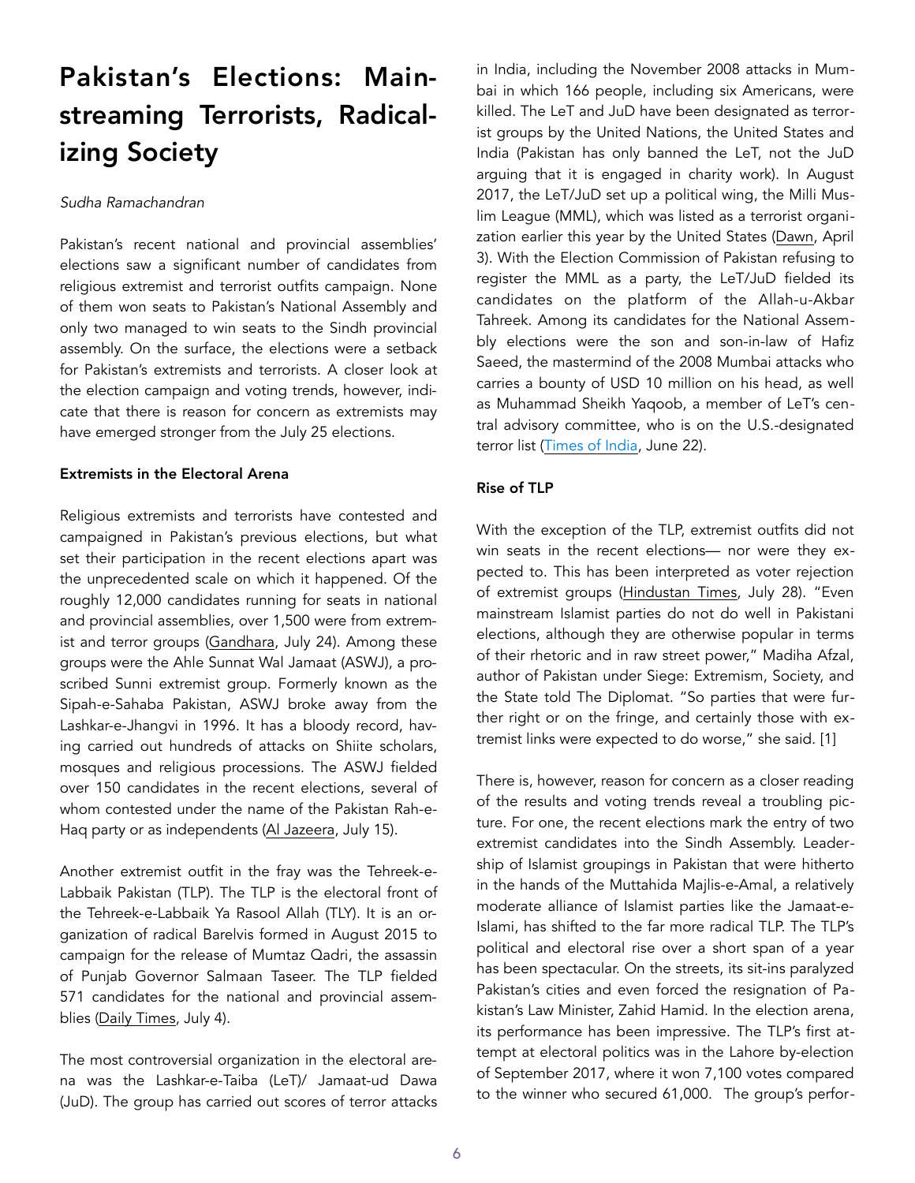# Pakistan's Elections: Mainstreaming Terrorists, Radicalizing Society

*Sudha Ramachandran*

Pakistan's recent national and provincial assemblies' elections saw a significant number of candidates from religious extremist and terrorist outfits campaign. None of them won seats to Pakistan's National Assembly and only two managed to win seats to the Sindh provincial assembly. On the surface, the elections were a setback for Pakistan's extremists and terrorists. A closer look at the election campaign and voting trends, however, indicate that there is reason for concern as extremists may have emerged stronger from the July 25 elections.

**Extremists in the Electoral Arena**

Religious extremists and terrorists have contested and campaigned in Pakistan's previous elections, but what set their participation in the recent elections apart was the unprecedented scale on which it happened. Of the roughly 12,000 candidates running for seats in national and provincial assemblies, over 1,500 were from extremist and terror groups (Gandhara, July 24). Among these groups were the Ahle Sunnat Wal Jamaat (ASWJ), a proscribed Sunni extremist group. Formerly known as the Sipah-e-Sahaba Pakistan, ASWJ broke away from the Lashkar-e-Jhangvi in 1996. It has a bloody record, having carried out hundreds of attacks on Shiite scholars, mosques and religious processions. The ASWJ fielded over 150 candidates in the recent elections, several of whom contested under the name of the Pakistan Rah-e-Haq party or as independents (Al Jazeera, July 15).

Another extremist outfit in the fray was the Tehreek-e-Labbaik Pakistan (TLP). The TLP is the electoral front of the Tehreek-e-Labbaik Ya Rasool Allah (TLY). It is an organization of radical Barelvis formed in August 2015 to campaign for the release of Mumtaz Qadri, the assassin of Punjab Governor Salmaan Taseer. The TLP fielded 571 candidates for the national and provincial assemblies (Daily Times, July 4).

The most controversial organization in the electoral arena was the Lashkar-e-Taiba (LeT)/ Jamaat-ud Dawa (JuD). The group has carried out scores of terror attacks in India, including the November 2008 attacks in Mumbai in which 166 people, including six Americans, were killed. The LeT and JuD have been designated as terrorist groups by the United Nations, the United States and India (Pakistan has only banned the LeT, not the JuD arguing that it is engaged in charity work). In August 2017, the LeT/JuD set up a political wing, the Milli Muslim League (MML), which was listed as a terrorist organization earlier this year by the United States (Dawn, April 3). With the Election Commission of Pakistan refusing to register the MML as a party, the LeT/JuD fielded its candidates on the platform of the Allah-u-Akbar Tahreek. Among its candidates for the National Assembly elections were the son and son-in-law of Hafiz Saeed, the mastermind of the 2008 Mumbai attacks who carries a bounty of USD 10 million on his head, as well as Muhammad Sheikh Yaqoob, a member of LeT's central advisory committee, who is on the U.S.-designated terror list (Times of India, June 22).

**Rise of TLP**

With the exception of the TLP, extremist outfits did not win seats in the recent elections— nor were they expected to. This has been interpreted as voter rejection of extremist groups (Hindustan Times, July 28). "Even mainstream Islamist parties do not do well in Pakistani elections, although they are otherwise popular in terms of their rhetoric and in raw street power," Madiha Afzal, author of Pakistan under Siege: Extremism, Society, and the State told The Diplomat. "So parties that were further right or on the fringe, and certainly those with extremist links were expected to do worse," she said. [1]

There is, however, reason for concern as a closer reading of the results and voting trends reveal a troubling picture. For one, the recent elections mark the entry of two extremist candidates into the Sindh Assembly. Leadership of Islamist groupings in Pakistan that were hitherto in the hands of the Muttahida Majlis-e-Amal, a relatively moderate alliance of Islamist parties like the Jamaat-e-Islami, has shifted to the far more radical TLP. The TLP's political and electoral rise over a short span of a year has been spectacular. On the streets, its sit-ins paralyzed Pakistan's cities and even forced the resignation of Pakistan's Law Minister, Zahid Hamid. In the election arena, its performance has been impressive. The TLP's first attempt at electoral politics was in the Lahore by-election of September 2017, where it won 7,100 votes compared to the winner who secured 61,000. The group's perfor-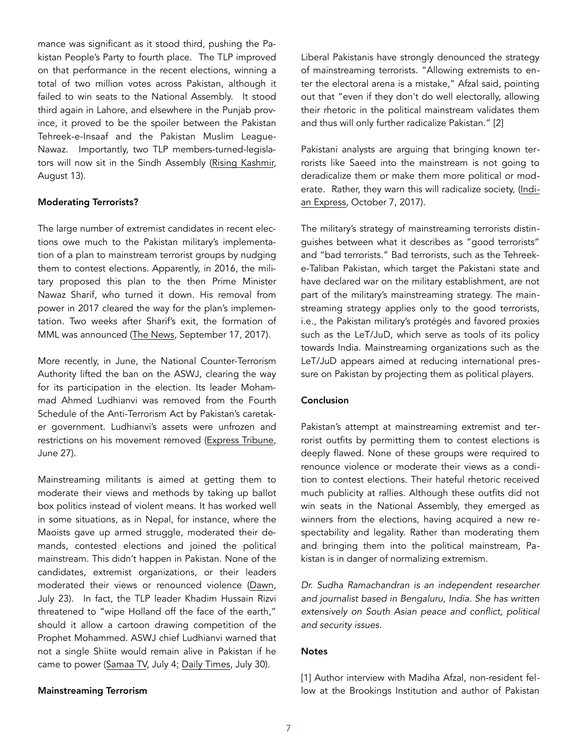mance was significant as it stood third, pushing the Pakistan People's Party to fourth place. The TLP improved on that performance in the recent elections, winning a total of two million votes across Pakistan, although it failed to win seats to the National Assembly. It stood third again in Lahore, and elsewhere in the Punjab province, it proved to be the spoiler between the Pakistan Tehreek-e-Insaaf and the Pakistan Muslim League-Nawaz. Importantly, two TLP members-turned-legislators will now sit in the Sindh Assembly (Rising Kashmir, August 13).

### Moderating Terrorists?

The large number of extremist candidates in recent elections owe much to the Pakistan military's implementation of a plan to mainstream terrorist groups by nudging them to contest elections. Apparently, in 2016, the military proposed this plan to the then Prime Minister Nawaz Sharif, who turned it down. His removal from power in 2017 cleared the way for the plan's implementation. Two weeks after Sharif's exit, the formation of MML was announced (The News, September 17, 2017).

More recently, in June, the National Counter-Terrorism Authority lifted the ban on the ASWJ, clearing the way for its participation in the election. Its leader Mohammad Ahmed Ludhianvi was removed from the Fourth Schedule of the Anti-Terrorism Act by Pakistan's caretaker government. Ludhianvi's assets were unfrozen and restrictions on his movement removed (Express Tribune, June 27).

Mainstreaming militants is aimed at getting them to moderate their views and methods by taking up ballot box politics instead of violent means. It has worked well in some situations, as in Nepal, for instance, where the Maoists gave up armed struggle, moderated their demands, contested elections and joined the political mainstream. This didn't happen in Pakistan. None of the candidates, extremist organizations, or their leaders moderated their views or renounced violence (Dawn, July 23). In fact, the TLP leader Khadim Hussain Rizvi threatened to "wipe Holland off the face of the earth," should it allow a cartoon drawing competition of the Prophet Mohammed. ASWJ chief Ludhianvi warned that not a single Shiite would remain alive in Pakistan if he came to power (Samaa TV, July 4; Daily Times, July 30).

### Mainstreaming Terrorism

Liberal Pakistanis have strongly denounced the strategy of mainstreaming terrorists. "Allowing extremists to enter the electoral arena is a mistake," Afzal said, pointing out that "even if they don't do well electorally, allowing their rhetoric in the political mainstream validates them and thus will only further radicalize Pakistan." [2]

Pakistani analysts are arguing that bringing known terrorists like Saeed into the mainstream is not going to deradicalize them or make them more political or moderate. Rather, they warn this will radicalize society, (Indian Express, October 7, 2017).

The military's strategy of mainstreaming terrorists distinguishes between what it describes as "good terrorists" and "bad terrorists." Bad terrorists, such as the Tehreek-e-Taliban Pakistan, which target the Pakistani state and have declared war on the military establishment, are not part of the military's mainstreaming strategy. The mainstreaming strategy applies only to the good terrorists, i.e., the Pakistan military's protégés and favored proxies such as the LeT/JuD, which serve as tools of its policy towards India. Mainstreaming organizations such as the LeT/JuD appears aimed at reducing international pressure on Pakistan by projecting them as political players.

### Conclusion

Pakistan's attempt at mainstreaming extremist and terrorist outfits by permitting them to contest elections is deeply flawed. None of these groups were required to renounce violence or moderate their views as a condition to contest elections. Their hateful rhetoric received much publicity at rallies. Although these outfits did not win seats in the National Assembly, they emerged as winners from the elections, having acquired a new respectability and legality. Rather than moderating them and bringing them into the political mainstream, Pakistan is in danger of normalizing extremism.

*Dr. Sudha Ramachandran is an independent researcher and journalist based in Bengaluru, India. She has written extensively on South Asian peace and conflict, political and security issues.*

### Notes

[1] Author interview with Madiha Afzal, non-resident fellow at the Brookings Institution and author of Pakistan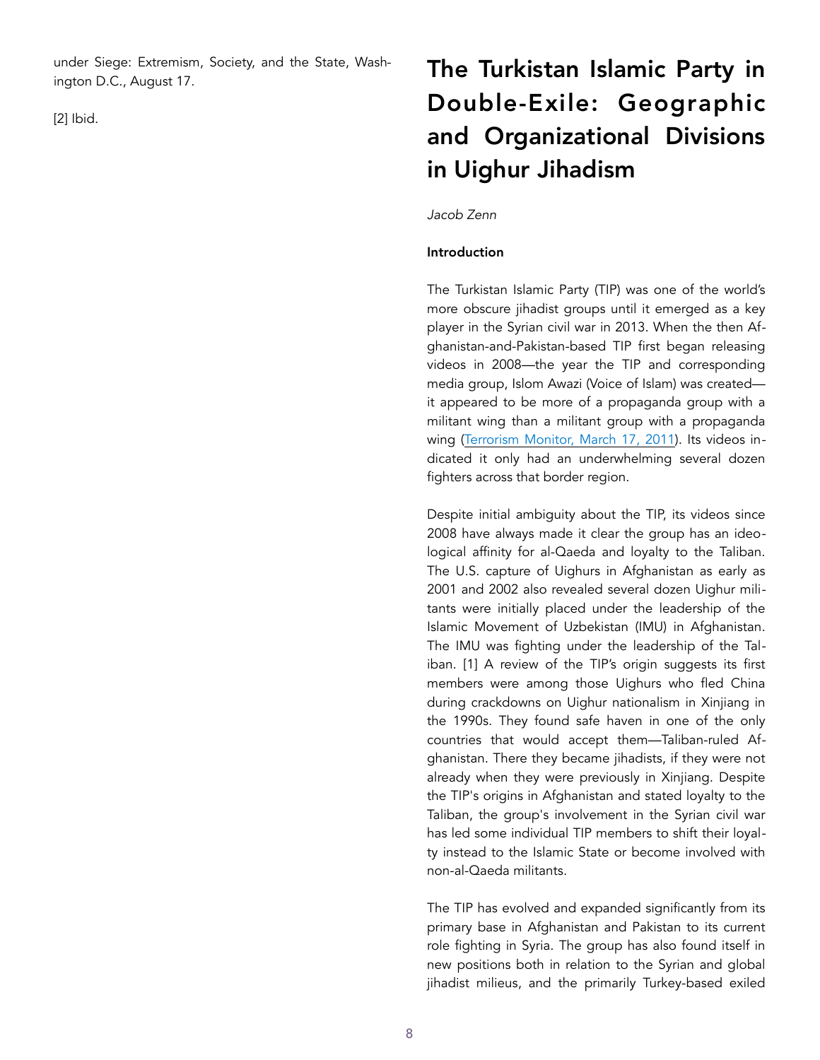under Siege: Extremism, Society, and the State, Washington D.C., August 17.

[2] Ibid.

# The Turkistan Islamic Party in Double-Exile: Geographic and Organizational Divisions in Uighur Jihadism

*Jacob Zenn*

**Introduction**

The Turkistan Islamic Party (TIP) was one of the world's more obscure jihadist groups until it emerged as a key player in the Syrian civil war in 2013. When the then Afghanistan-and-Pakistan-based TIP first began releasing videos in 2008—the year the TIP and corresponding media group, Islom Awazi (Voice of Islam) was created—it appeared to be more of a propaganda group with a militant wing than a militant group with a propaganda wing (Terrorism Monitor, March 17, 2011). Its videos indicated it only had an underwhelming several dozen fighters across that border region.

Despite initial ambiguity about the TIP, its videos since 2008 have always made it clear the group has an ideological affinity for al-Qaeda and loyalty to the Taliban. The U.S. capture of Uighurs in Afghanistan as early as 2001 and 2002 also revealed several dozen Uighur militants were initially placed under the leadership of the Islamic Movement of Uzbekistan (IMU) in Afghanistan. The IMU was fighting under the leadership of the Taliban. [1] A review of the TIP's origin suggests its first members were among those Uighurs who fled China during crackdowns on Uighur nationalism in Xinjiang in the 1990s. They found safe haven in one of the only countries that would accept them—Taliban-ruled Afghanistan. There they became jihadists, if they were not already when they were previously in Xinjiang. Despite the TIP's origins in Afghanistan and stated loyalty to the Taliban, the group's involvement in the Syrian civil war has led some individual TIP members to shift their loyalty instead to the Islamic State or become involved with non-al-Qaeda militants.

The TIP has evolved and expanded significantly from its primary base in Afghanistan and Pakistan to its current role fighting in Syria. The group has also found itself in new positions both in relation to the Syrian and global jihadist milieus, and the primarily Turkey-based exiled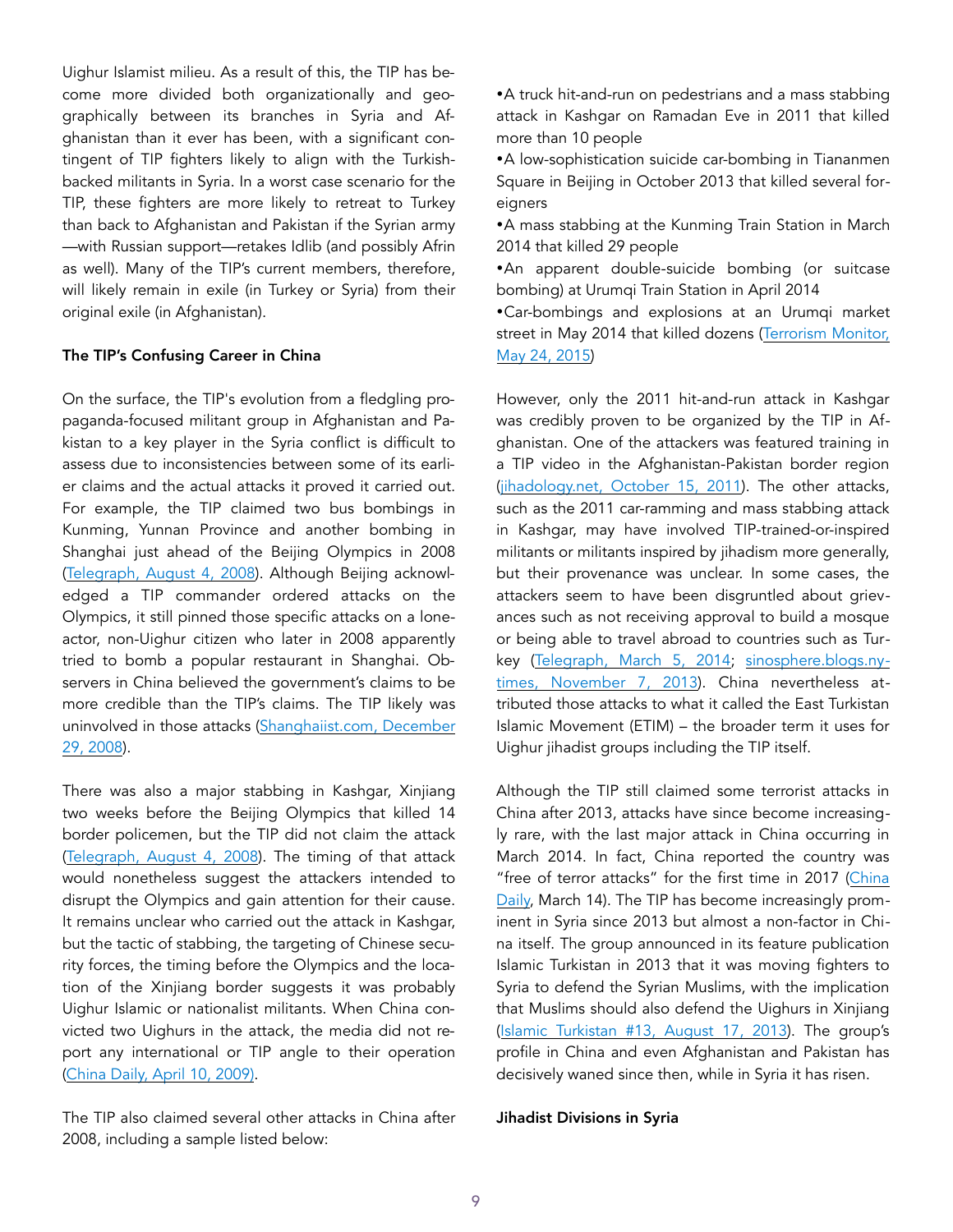Uighur Islamist milieu. As a result of this, the TIP has become more divided both organizationally and geographically between its branches in Syria and Afghanistan than it ever has been, with a significant contingent of TIP fighters likely to align with the Turkish-backed militants in Syria. In a worst case scenario for the TIP, these fighters are more likely to retreat to Turkey than back to Afghanistan and Pakistan if the Syrian army—with Russian support—retakes Idlib (and possibly Afrin as well). Many of the TIP's current members, therefore, will likely remain in exile (in Turkey or Syria) from their original exile (in Afghanistan).

**The TIP's Confusing Career in China**

On the surface, the TIP's evolution from a fledgling propaganda-focused militant group in Afghanistan and Pakistan to a key player in the Syria conflict is difficult to assess due to inconsistencies between some of its earlier claims and the actual attacks it proved it carried out. For example, the TIP claimed two bus bombings in Kunming, Yunnan Province and another bombing in Shanghai just ahead of the Beijing Olympics in 2008 (Telegraph, August 4, 2008). Although Beijing acknowledged a TIP commander ordered attacks on the Olympics, it still pinned those specific attacks on a lone-actor, non-Uighur citizen who later in 2008 apparently tried to bomb a popular restaurant in Shanghai. Observers in China believed the government's claims to be more credible than the TIP's claims. The TIP likely was uninvolved in those attacks (Shanghaiist.com, December 29, 2008).

There was also a major stabbing in Kashgar, Xinjiang two weeks before the Beijing Olympics that killed 14 border policemen, but the TIP did not claim the attack (Telegraph, August 4, 2008). The timing of that attack would nonetheless suggest the attackers intended to disrupt the Olympics and gain attention for their cause. It remains unclear who carried out the attack in Kashgar, but the tactic of stabbing, the targeting of Chinese security forces, the timing before the Olympics and the location of the Xinjiang border suggests it was probably Uighur Islamic or nationalist militants. When China convicted two Uighurs in the attack, the media did not report any international or TIP angle to their operation (China Daily, April 10, 2009).

The TIP also claimed several other attacks in China after 2008, including a sample listed below:

- A truck hit-and-run on pedestrians and a mass stabbing attack in Kashgar on Ramadan Eve in 2011 that killed more than 10 people
- A low-sophistication suicide car-bombing in Tiananmen Square in Beijing in October 2013 that killed several foreigners
- A mass stabbing at the Kunming Train Station in March 2014 that killed 29 people
- An apparent double-suicide bombing (or suitcase bombing) at Urumqi Train Station in April 2014
- Car-bombings and explosions at an Urumqi market street in May 2014 that killed dozens (Terrorism Monitor, May 24, 2015)

However, only the 2011 hit-and-run attack in Kashgar was credibly proven to be organized by the TIP in Afghanistan. One of the attackers was featured training in a TIP video in the Afghanistan-Pakistan border region (jihadology.net, October 15, 2011). The other attacks, such as the 2011 car-ramming and mass stabbing attack in Kashgar, may have involved TIP-trained-or-inspired militants or militants inspired by jihadism more generally, but their provenance was unclear. In some cases, the attackers seem to have been disgruntled about grievances such as not receiving approval to build a mosque or being able to travel abroad to countries such as Turkey (Telegraph, March 5, 2014; sinosphere.blogs.nytimes, November 7, 2013). China nevertheless attributed those attacks to what it called the East Turkistan Islamic Movement (ETIM) – the broader term it uses for Uighur jihadist groups including the TIP itself.

Although the TIP still claimed some terrorist attacks in China after 2013, attacks have since become increasingly rare, with the last major attack in China occurring in March 2014. In fact, China reported the country was "free of terror attacks" for the first time in 2017 (China Daily, March 14). The TIP has become increasingly prominent in Syria since 2013 but almost a non-factor in China itself. The group announced in its feature publication Islamic Turkistan in 2013 that it was moving fighters to Syria to defend the Syrian Muslims, with the implication that Muslims should also defend the Uighurs in Xinjiang (Islamic Turkistan #13, August 17, 2013). The group's profile in China and even Afghanistan and Pakistan has decisively waned since then, while in Syria it has risen.

**Jihadist Divisions in Syria**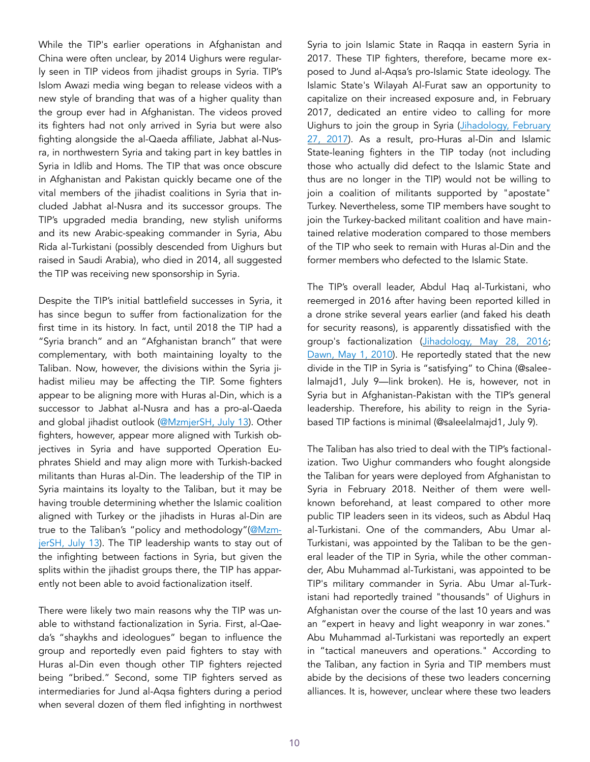While the TIP's earlier operations in Afghanistan and China were often unclear, by 2014 Uighurs were regularly seen in TIP videos from jihadist groups in Syria. TIP's Islom Awazi media wing began to release videos with a new style of branding that was of a higher quality than the group ever had in Afghanistan. The videos proved its fighters had not only arrived in Syria but were also fighting alongside the al-Qaeda affiliate, Jabhat al-Nusra, in northwestern Syria and taking part in key battles in Syria in Idlib and Homs. The TIP that was once obscure in Afghanistan and Pakistan quickly became one of the vital members of the jihadist coalitions in Syria that included Jabhat al-Nusra and its successor groups. The TIP's upgraded media branding, new stylish uniforms and its new Arabic-speaking commander in Syria, Abu Rida al-Turkistani (possibly descended from Uighurs but raised in Saudi Arabia), who died in 2014, all suggested the TIP was receiving new sponsorship in Syria.

Despite the TIP's initial battlefield successes in Syria, it has since begun to suffer from factionalization for the first time in its history. In fact, until 2018 the TIP had a "Syria branch" and an "Afghanistan branch" that were complementary, with both maintaining loyalty to the Taliban. Now, however, the divisions within the Syria jihadist milieu may be affecting the TIP. Some fighters appear to be aligning more with Huras al-Din, which is a successor to Jabhat al-Nusra and has a pro-al-Qaeda and global jihadist outlook (@MzmjerSH, July 13). Other fighters, however, appear more aligned with Turkish objectives in Syria and have supported Operation Euphrates Shield and may align more with Turkish-backed militants than Huras al-Din. The leadership of the TIP in Syria maintains its loyalty to the Taliban, but it may be having trouble determining whether the Islamic coalition aligned with Turkey or the jihadists in Huras al-Din are true to the Taliban's "policy and methodology"(@MzmjerSH, July 13). The TIP leadership wants to stay out of the infighting between factions in Syria, but given the splits within the jihadist groups there, the TIP has apparently not been able to avoid factionalization itself.

There were likely two main reasons why the TIP was unable to withstand factionalization in Syria. First, al-Qaeda's "shaykhs and ideologues" began to influence the group and reportedly even paid fighters to stay with Huras al-Din even though other TIP fighters rejected being "bribed." Second, some TIP fighters served as intermediaries for Jund al-Aqsa fighters during a period when several dozen of them fled infighting in northwest Syria to join Islamic State in Raqqa in eastern Syria in 2017. These TIP fighters, therefore, became more exposed to Jund al-Aqsa's pro-Islamic State ideology. The Islamic State's Wilayah Al-Furat saw an opportunity to capitalize on their increased exposure and, in February 2017, dedicated an entire video to calling for more Uighurs to join the group in Syria (Jihadology, February 27, 2017). As a result, pro-Huras al-Din and Islamic State-leaning fighters in the TIP today (not including those who actually did defect to the Islamic State and thus are no longer in the TIP) would not be willing to join a coalition of militants supported by "apostate" Turkey. Nevertheless, some TIP members have sought to join the Turkey-backed militant coalition and have maintained relative moderation compared to those members of the TIP who seek to remain with Huras al-Din and the former members who defected to the Islamic State.

The TIP's overall leader, Abdul Haq al-Turkistani, who reemerged in 2016 after having been reported killed in a drone strike several years earlier (and faked his death for security reasons), is apparently dissatisfied with the group's factionalization (Jihadology, May 28, 2016; Dawn, May 1, 2010). He reportedly stated that the new divide in the TIP in Syria is "satisfying" to China (@saleealmajd1, July 9—link broken). He is, however, not in Syria but in Afghanistan-Pakistan with the TIP's general leadership. Therefore, his ability to reign in the Syria-based TIP factions is minimal (@saleelalmajd1, July 9).

The Taliban has also tried to deal with the TIP's factionalization. Two Uighur commanders who fought alongside the Taliban for years were deployed from Afghanistan to Syria in February 2018. Neither of them were well-known beforehand, at least compared to other more public TIP leaders seen in its videos, such as Abdul Haq al-Turkistani. One of the commanders, Abu Umar al-Turkistani, was appointed by the Taliban to be the general leader of the TIP in Syria, while the other commander, Abu Muhammad al-Turkistani, was appointed to be TIP's military commander in Syria. Abu Umar al-Turkistani had reportedly trained "thousands" of Uighurs in Afghanistan over the course of the last 10 years and was an "expert in heavy and light weaponry in war zones." Abu Muhammad al-Turkistani was reportedly an expert in "tactical maneuvers and operations." According to the Taliban, any faction in Syria and TIP members must abide by the decisions of these two leaders concerning alliances. It is, however, unclear where these two leaders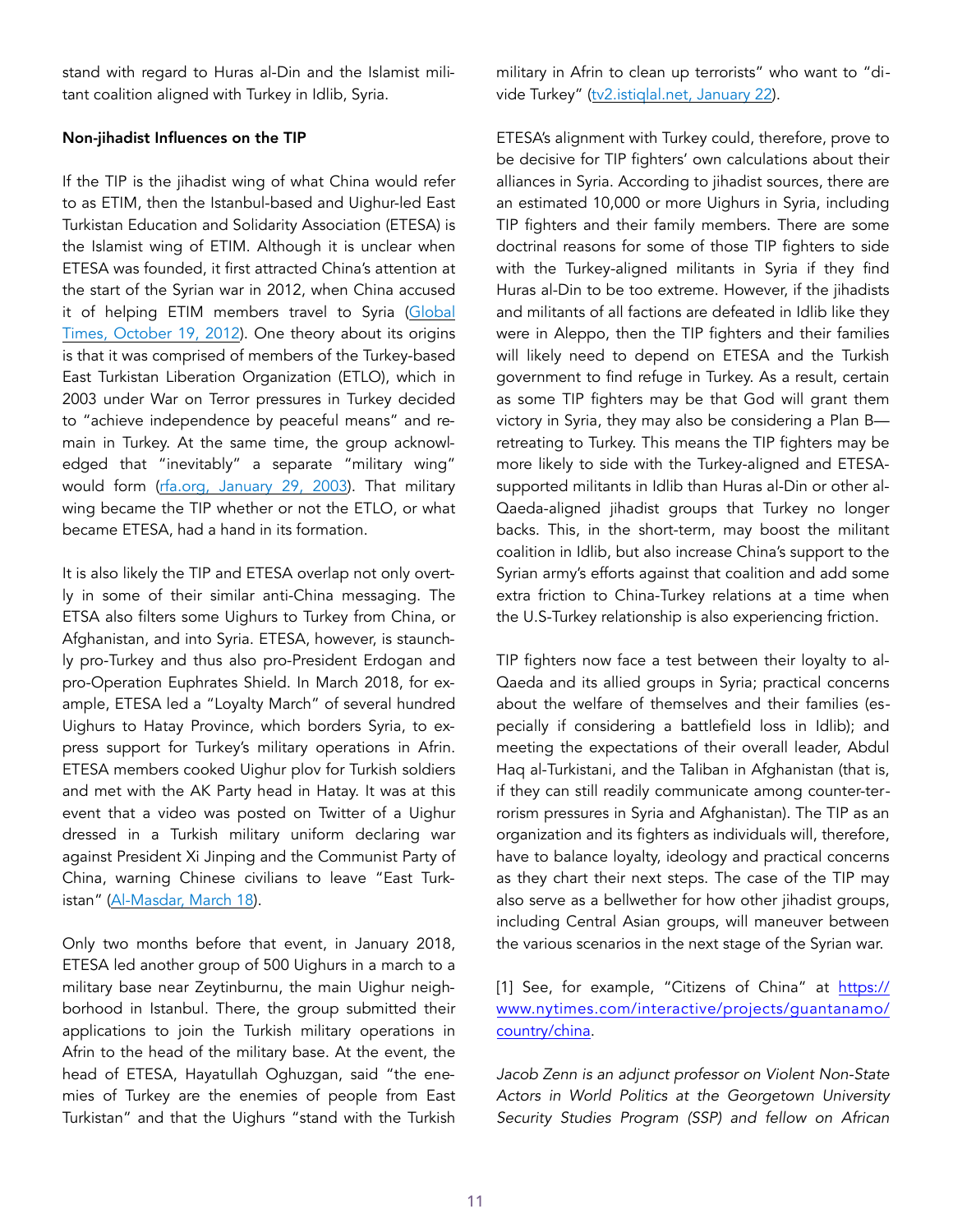stand with regard to Huras al-Din and the Islamist militant coalition aligned with Turkey in Idlib, Syria.

**Non-jihadist Influences on the TIP**

If the TIP is the jihadist wing of what China would refer to as ETIM, then the Istanbul-based and Uighur-led East Turkistan Education and Solidarity Association (ETESA) is the Islamist wing of ETIM. Although it is unclear when ETESA was founded, it first attracted China's attention at the start of the Syrian war in 2012, when China accused it of helping ETIM members travel to Syria ([Global Times, October 19, 2012]()). One theory about its origins is that it was comprised of members of the Turkey-based East Turkistan Liberation Organization (ETLO), which in 2003 under War on Terror pressures in Turkey decided to "achieve independence by peaceful means" and remain in Turkey. At the same time, the group acknowledged that "inevitably" a separate "military wing" would form ([rfa.org, January 29, 2003]()). That military wing became the TIP whether or not the ETLO, or what became ETESA, had a hand in its formation.

It is also likely the TIP and ETESA overlap not only overtly in some of their similar anti-China messaging. The ETSA also filters some Uighurs to Turkey from China, or Afghanistan, and into Syria. ETESA, however, is staunchly pro-Turkey and thus also pro-President Erdogan and pro-Operation Euphrates Shield. In March 2018, for example, ETESA led a "Loyalty March" of several hundred Uighurs to Hatay Province, which borders Syria, to express support for Turkey's military operations in Afrin. ETESA members cooked Uighur plov for Turkish soldiers and met with the AK Party head in Hatay. It was at this event that a video was posted on Twitter of a Uighur dressed in a Turkish military uniform declaring war against President Xi Jinping and the Communist Party of China, warning Chinese civilians to leave "East Turkistan" ([Al-Masdar, March 18]()).

Only two months before that event, in January 2018, ETESA led another group of 500 Uighurs in a march to a military base near Zeytinburnu, the main Uighur neighborhood in Istanbul. There, the group submitted their applications to join the Turkish military operations in Afrin to the head of the military base. At the event, the head of ETESA, Hayatullah Oghuzgan, said "the enemies of Turkey are the enemies of people from East Turkistan" and that the Uighurs "stand with the Turkish military in Afrin to clean up terrorists" who want to "divide Turkey" ([tv2.istiqlal.net, January 22]()).

ETESA's alignment with Turkey could, therefore, prove to be decisive for TIP fighters' own calculations about their alliances in Syria. According to jihadist sources, there are an estimated 10,000 or more Uighurs in Syria, including TIP fighters and their family members. There are some doctrinal reasons for some of those TIP fighters to side with the Turkey-aligned militants in Syria if they find Huras al-Din to be too extreme. However, if the jihadists and militants of all factions are defeated in Idlib like they were in Aleppo, then the TIP fighters and their families will likely need to depend on ETESA and the Turkish government to find refuge in Turkey. As a result, certain as some TIP fighters may be that God will grant them victory in Syria, they may also be considering a Plan B—retreating to Turkey. This means the TIP fighters may be more likely to side with the Turkey-aligned and ETESA-supported militants in Idlib than Huras al-Din or other al-Qaeda-aligned jihadist groups that Turkey no longer backs. This, in the short-term, may boost the militant coalition in Idlib, but also increase China's support to the Syrian army's efforts against that coalition and add some extra friction to China-Turkey relations at a time when the U.S-Turkey relationship is also experiencing friction.

TIP fighters now face a test between their loyalty to al-Qaeda and its allied groups in Syria; practical concerns about the welfare of themselves and their families (especially if considering a battlefield loss in Idlib); and meeting the expectations of their overall leader, Abdul Haq al-Turkistani, and the Taliban in Afghanistan (that is, if they can still readily communicate among counter-terrorism pressures in Syria and Afghanistan). The TIP as an organization and its fighters as individuals will, therefore, have to balance loyalty, ideology and practical concerns as they chart their next steps. The case of the TIP may also serve as a bellwether for how other jihadist groups, including Central Asian groups, will maneuver between the various scenarios in the next stage of the Syrian war.

[1] See, for example, "Citizens of China" at [https://www.nytimes.com/interactive/projects/guantanamo/country/china](https://www.nytimes.com/interactive/projects/guantanamo/country/china).

*Jacob Zenn is an adjunct professor on Violent Non-State Actors in World Politics at the Georgetown University Security Studies Program (SSP) and fellow on African*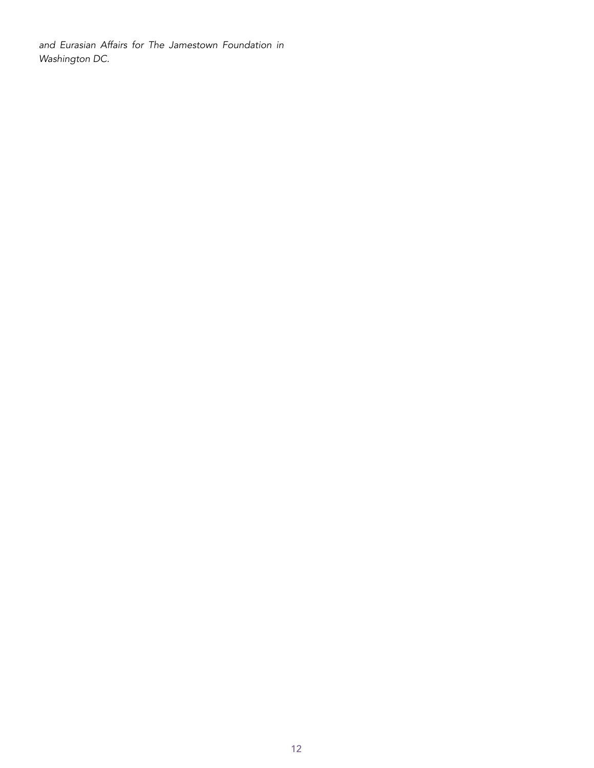*and Eurasian Affairs for The Jamestown Foundation in Washington DC.*